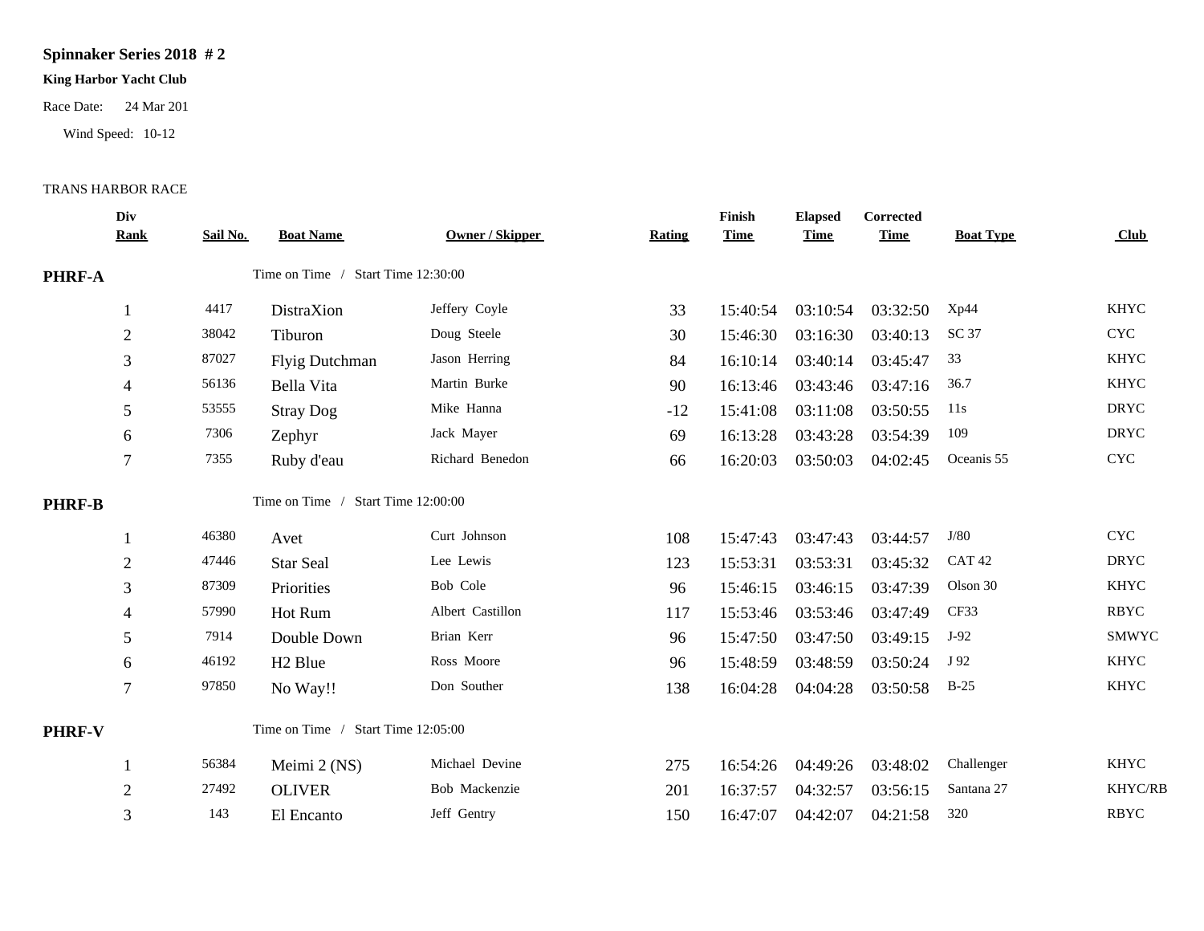# Spinnaker Series 2018 # 2

**King Harbor Yacht Club**

Race Date: 24 Mar 201

Wind Speed: 10-12

TRANS HARBOR RACE

| Div Rank | Sail No. | Boat Name | Owner / Skipper | Rating | Finish Time | Elapsed Time | Corrected Time | Boat Type | Club |
|---|---|---|---|---|---|---|---|---|---|
| **PHRF-A** | | Time on Time / Start Time 12:30:00 | | | | | | | |
| 1 | 4417 | DistraXion | Jeffery Coyle | 33 | 15:40:54 | 03:10:54 | 03:32:50 | Xp44 | KHYC |
| 2 | 38042 | Tiburon | Doug Steele | 30 | 15:46:30 | 03:16:30 | 03:40:13 | SC 37 | CYC |
| 3 | 87027 | Flyig Dutchman | Jason Herring | 84 | 16:10:14 | 03:40:14 | 03:45:47 | 33 | KHYC |
| 4 | 56136 | Bella Vita | Martin Burke | 90 | 16:13:46 | 03:43:46 | 03:47:16 | 36.7 | KHYC |
| 5 | 53555 | Stray Dog | Mike Hanna | -12 | 15:41:08 | 03:11:08 | 03:50:55 | 11s | DRYC |
| 6 | 7306 | Zephyr | Jack Mayer | 69 | 16:13:28 | 03:43:28 | 03:54:39 | 109 | DRYC |
| 7 | 7355 | Ruby d'eau | Richard Benedon | 66 | 16:20:03 | 03:50:03 | 04:02:45 | Oceanis 55 | CYC |
| **PHRF-B** | | Time on Time / Start Time 12:00:00 | | | | | | | |
| 1 | 46380 | Avet | Curt Johnson | 108 | 15:47:43 | 03:47:43 | 03:44:57 | J/80 | CYC |
| 2 | 47446 | Star Seal | Lee Lewis | 123 | 15:53:31 | 03:53:31 | 03:45:32 | CAT 42 | DRYC |
| 3 | 87309 | Priorities | Bob Cole | 96 | 15:46:15 | 03:46:15 | 03:47:39 | Olson 30 | KHYC |
| 4 | 57990 | Hot Rum | Albert Castillon | 117 | 15:53:46 | 03:53:46 | 03:47:49 | CF33 | RBYC |
| 5 | 7914 | Double Down | Brian Kerr | 96 | 15:47:50 | 03:47:50 | 03:49:15 | J-92 | SMWYC |
| 6 | 46192 | H2 Blue | Ross Moore | 96 | 15:48:59 | 03:48:59 | 03:50:24 | J 92 | KHYC |
| 7 | 97850 | No Way!! | Don Souther | 138 | 16:04:28 | 04:04:28 | 03:50:58 | B-25 | KHYC |
| **PHRF-V** | | Time on Time / Start Time 12:05:00 | | | | | | | |
| 1 | 56384 | Meimi 2 (NS) | Michael Devine | 275 | 16:54:26 | 04:49:26 | 03:48:02 | Challenger | KHYC |
| 2 | 27492 | OLIVER | Bob Mackenzie | 201 | 16:37:57 | 04:32:57 | 03:56:15 | Santana 27 | KHYC/RB |
| 3 | 143 | El Encanto | Jeff Gentry | 150 | 16:47:07 | 04:42:07 | 04:21:58 | 320 | RBYC |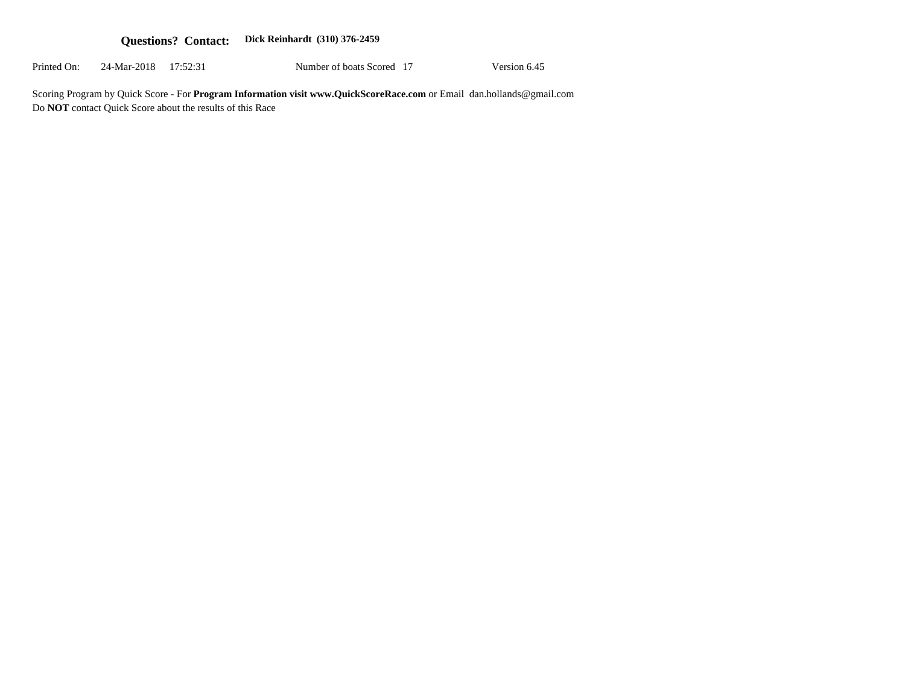**Questions? Contact:** **Dick Reinhardt (310) 376-2459**

Printed On: 24-Mar-2018 17:52:31 Number of boats Scored 17 Version 6.45

Scoring Program by Quick Score - For **Program Information visit www.QuickScoreRace.com** or Email dan.hollands@gmail.com
Do **NOT** contact Quick Score about the results of this Race